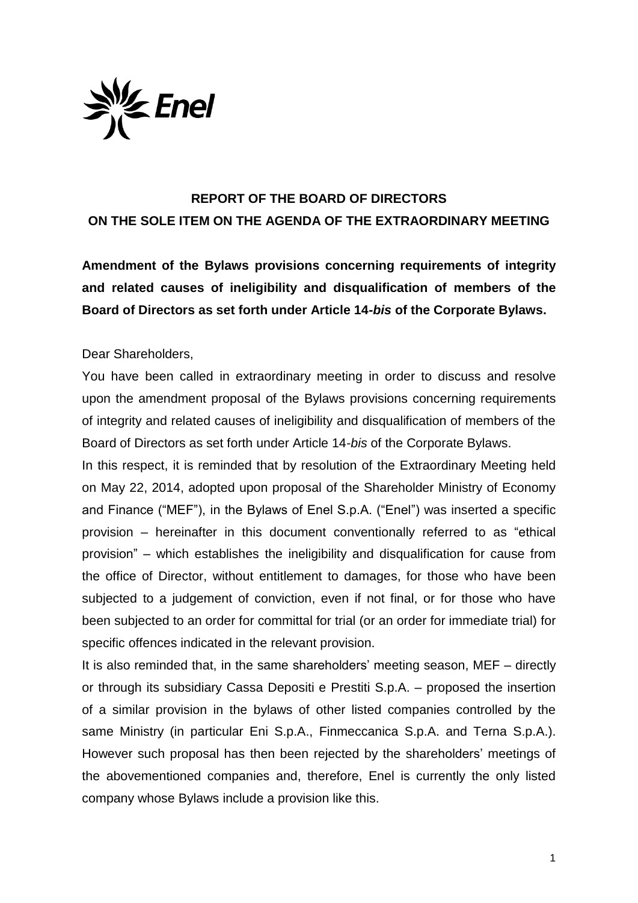**REPORT OF THE BOARD OF DIRECTORS**
**ON THE SOLE ITEM ON THE AGENDA OF THE EXTRAORDINARY MEETING**

**Amendment of the Bylaws provisions concerning requirements of integrity and related causes of ineligibility and disqualification of members of the Board of Directors as set forth under Article 14-*bis* of the Corporate Bylaws.**

Dear Shareholders,

You have been called in extraordinary meeting in order to discuss and resolve upon the amendment proposal of the Bylaws provisions concerning requirements of integrity and related causes of ineligibility and disqualification of members of the Board of Directors as set forth under Article 14-*bis* of the Corporate Bylaws.

In this respect, it is reminded that by resolution of the Extraordinary Meeting held on May 22, 2014, adopted upon proposal of the Shareholder Ministry of Economy and Finance ("MEF"), in the Bylaws of Enel S.p.A. ("Enel") was inserted a specific provision – hereinafter in this document conventionally referred to as "ethical provision" – which establishes the ineligibility and disqualification for cause from the office of Director, without entitlement to damages, for those who have been subjected to a judgement of conviction, even if not final, or for those who have been subjected to an order for committal for trial (or an order for immediate trial) for specific offences indicated in the relevant provision.

It is also reminded that, in the same shareholders' meeting season, MEF – directly or through its subsidiary Cassa Depositi e Prestiti S.p.A. – proposed the insertion of a similar provision in the bylaws of other listed companies controlled by the same Ministry (in particular Eni S.p.A., Finmeccanica S.p.A. and Terna S.p.A.). However such proposal has then been rejected by the shareholders' meetings of the abovementioned companies and, therefore, Enel is currently the only listed company whose Bylaws include a provision like this.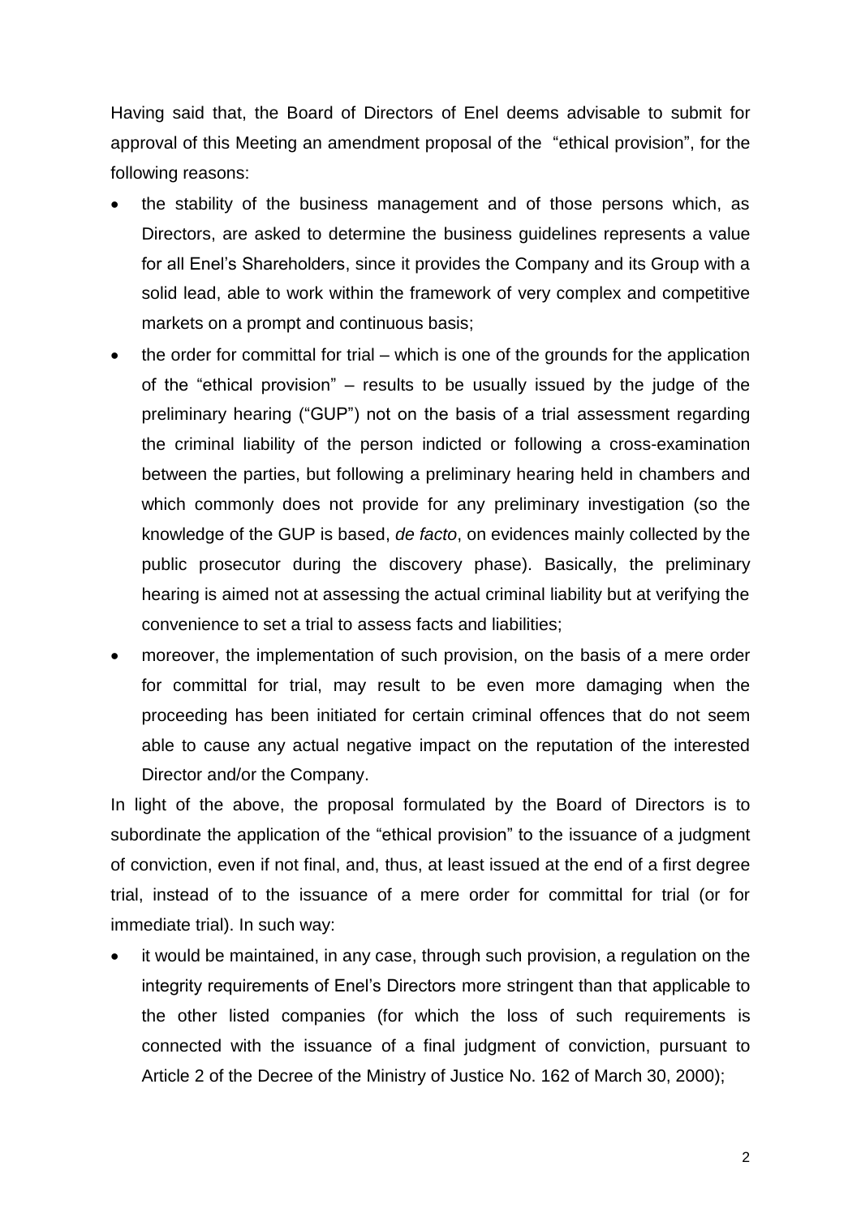Having said that, the Board of Directors of Enel deems advisable to submit for approval of this Meeting an amendment proposal of the "ethical provision", for the following reasons:

- the stability of the business management and of those persons which, as Directors, are asked to determine the business guidelines represents a value for all Enel's Shareholders, since it provides the Company and its Group with a solid lead, able to work within the framework of very complex and competitive markets on a prompt and continuous basis;
- the order for committal for trial – which is one of the grounds for the application of the "ethical provision" – results to be usually issued by the judge of the preliminary hearing ("GUP") not on the basis of a trial assessment regarding the criminal liability of the person indicted or following a cross-examination between the parties, but following a preliminary hearing held in chambers and which commonly does not provide for any preliminary investigation (so the knowledge of the GUP is based, *de facto*, on evidences mainly collected by the public prosecutor during the discovery phase). Basically, the preliminary hearing is aimed not at assessing the actual criminal liability but at verifying the convenience to set a trial to assess facts and liabilities;
- moreover, the implementation of such provision, on the basis of a mere order for committal for trial, may result to be even more damaging when the proceeding has been initiated for certain criminal offences that do not seem able to cause any actual negative impact on the reputation of the interested Director and/or the Company.

In light of the above, the proposal formulated by the Board of Directors is to subordinate the application of the "ethical provision" to the issuance of a judgment of conviction, even if not final, and, thus, at least issued at the end of a first degree trial, instead of to the issuance of a mere order for committal for trial (or for immediate trial). In such way:

- it would be maintained, in any case, through such provision, a regulation on the integrity requirements of Enel's Directors more stringent than that applicable to the other listed companies (for which the loss of such requirements is connected with the issuance of a final judgment of conviction, pursuant to Article 2 of the Decree of the Ministry of Justice No. 162 of March 30, 2000);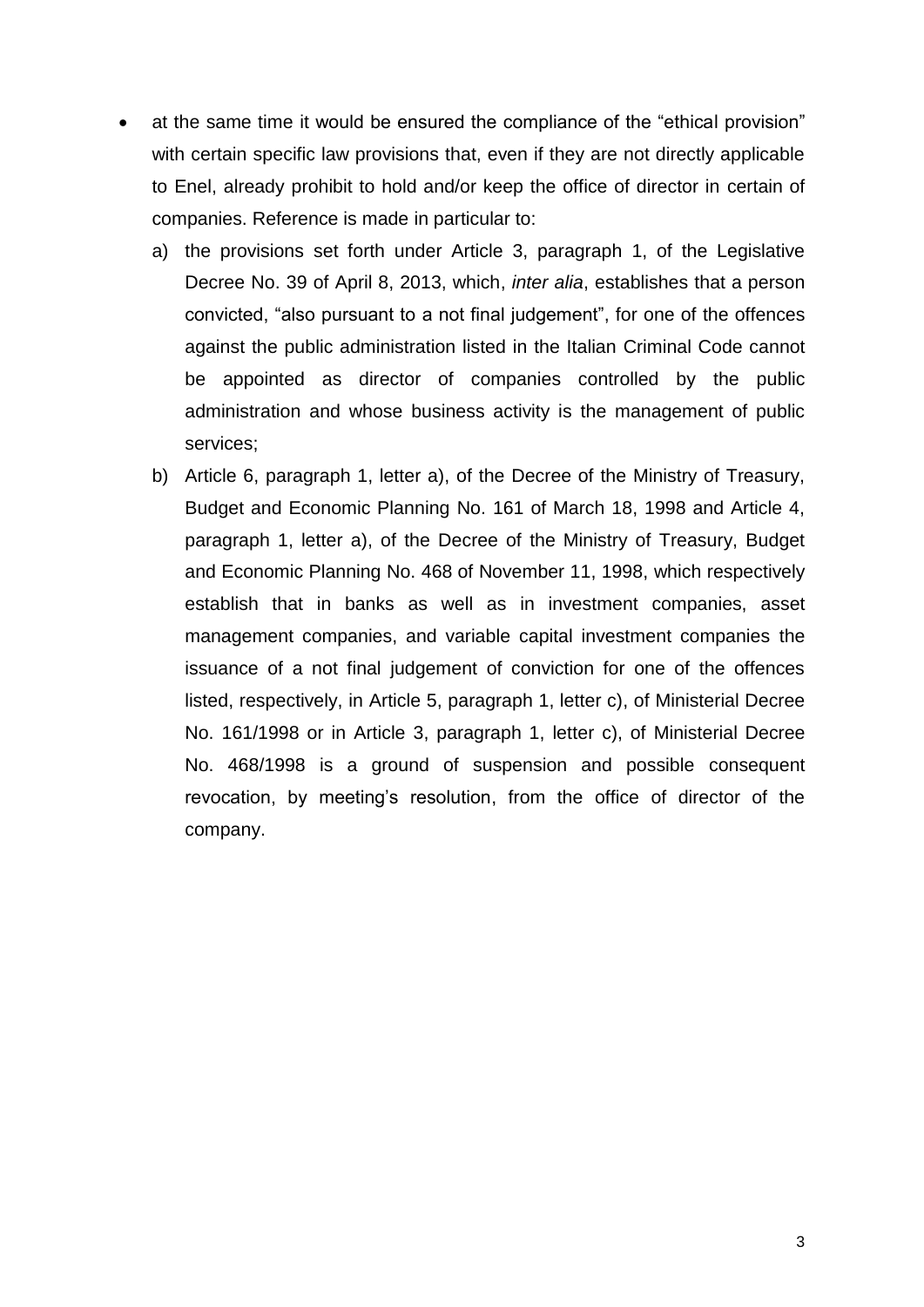- at the same time it would be ensured the compliance of the "ethical provision" with certain specific law provisions that, even if they are not directly applicable to Enel, already prohibit to hold and/or keep the office of director in certain of companies. Reference is made in particular to:
  a) the provisions set forth under Article 3, paragraph 1, of the Legislative Decree No. 39 of April 8, 2013, which, *inter alia*, establishes that a person convicted, "also pursuant to a not final judgement", for one of the offences against the public administration listed in the Italian Criminal Code cannot be appointed as director of companies controlled by the public administration and whose business activity is the management of public services;
  b) Article 6, paragraph 1, letter a), of the Decree of the Ministry of Treasury, Budget and Economic Planning No. 161 of March 18, 1998 and Article 4, paragraph 1, letter a), of the Decree of the Ministry of Treasury, Budget and Economic Planning No. 468 of November 11, 1998, which respectively establish that in banks as well as in investment companies, asset management companies, and variable capital investment companies the issuance of a not final judgement of conviction for one of the offences listed, respectively, in Article 5, paragraph 1, letter c), of Ministerial Decree No. 161/1998 or in Article 3, paragraph 1, letter c), of Ministerial Decree No. 468/1998 is a ground of suspension and possible consequent revocation, by meeting's resolution, from the office of director of the company.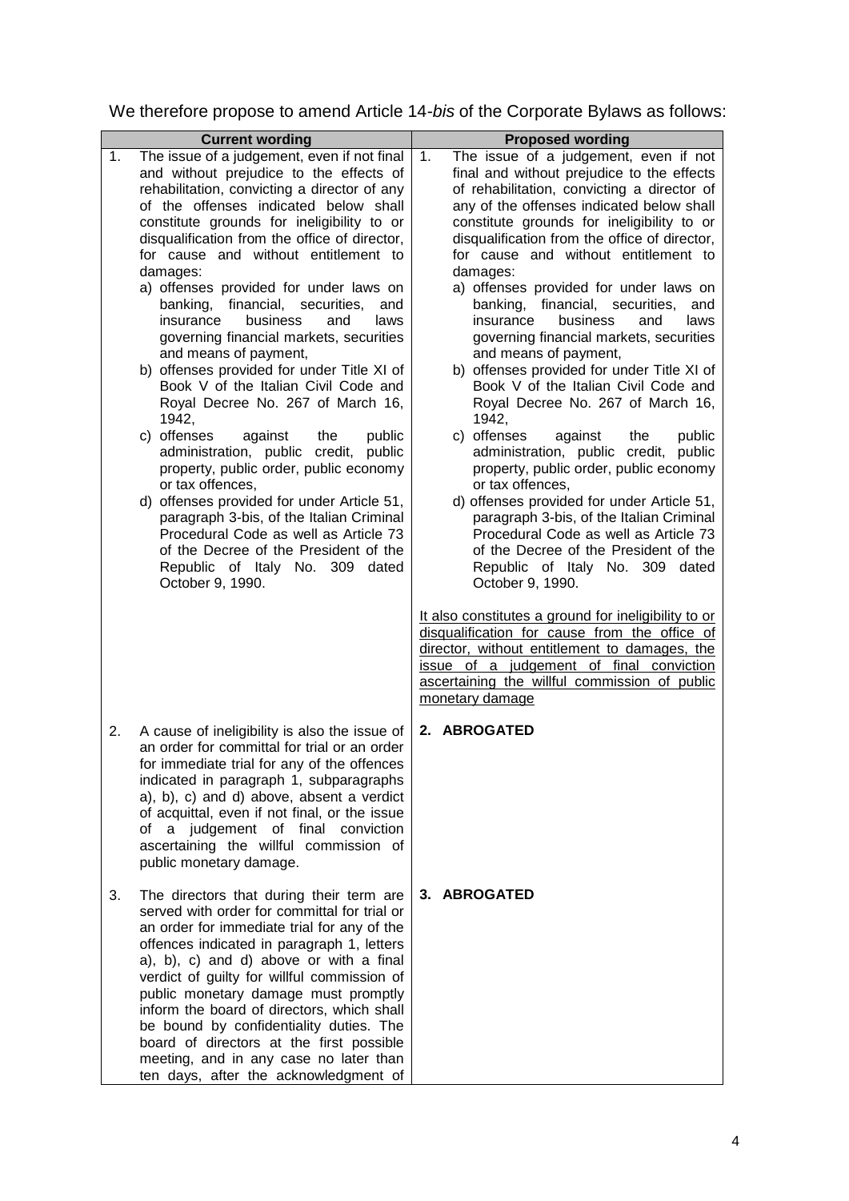We therefore propose to amend Article 14-*bis* of the Corporate Bylaws as follows:

| Current wording | Proposed wording |
|---|---|
| 1. The issue of a judgement, even if not final and without prejudice to the effects of rehabilitation, convicting a director of any of the offenses indicated below shall constitute grounds for ineligibility to or disqualification from the office of director, for cause and without entitlement to damages:<br>a) offenses provided for under laws on banking, financial, securities, and insurance business and laws governing financial markets, securities and means of payment,<br>b) offenses provided for under Title XI of Book V of the Italian Civil Code and Royal Decree No. 267 of March 16, 1942,<br>c) offenses against the public administration, public credit, public property, public order, public economy or tax offences,<br>d) offenses provided for under Article 51, paragraph 3-bis, of the Italian Criminal Procedural Code as well as Article 73 of the Decree of the President of the Republic of Italy No. 309 dated October 9, 1990. | 1. The issue of a judgement, even if not final and without prejudice to the effects of rehabilitation, convicting a director of any of the offenses indicated below shall constitute grounds for ineligibility to or disqualification from the office of director, for cause and without entitlement to damages:<br>a) offenses provided for under laws on banking, financial, securities, and insurance business and laws governing financial markets, securities and means of payment,<br>b) offenses provided for under Title XI of Book V of the Italian Civil Code and Royal Decree No. 267 of March 16, 1942,<br>c) offenses against the public administration, public credit, public property, public order, public economy or tax offences,<br>d) offenses provided for under Article 51, paragraph 3-bis, of the Italian Criminal Procedural Code as well as Article 73 of the Decree of the President of the Republic of Italy No. 309 dated October 9, 1990.<br><br><u>It also constitutes a ground for ineligibility to or disqualification for cause from the office of director, without entitlement to damages, the issue of a judgement of final conviction ascertaining the willful commission of public monetary damage</u> |
| 2. A cause of ineligibility is also the issue of an order for committal for trial or an order for immediate trial for any of the offences indicated in paragraph 1, subparagraphs a), b), c) and d) above, absent a verdict of acquittal, even if not final, or the issue of a judgement of final conviction ascertaining the willful commission of public monetary damage. | **2. ABROGATED** |
| 3. The directors that during their term are served with order for committal for trial or an order for immediate trial for any of the offences indicated in paragraph 1, letters a), b), c) and d) above or with a final verdict of guilty for willful commission of public monetary damage must promptly inform the board of directors, which shall be bound by confidentiality duties. The board of directors at the first possible meeting, and in any case no later than ten days, after the acknowledgment of | **3. ABROGATED** |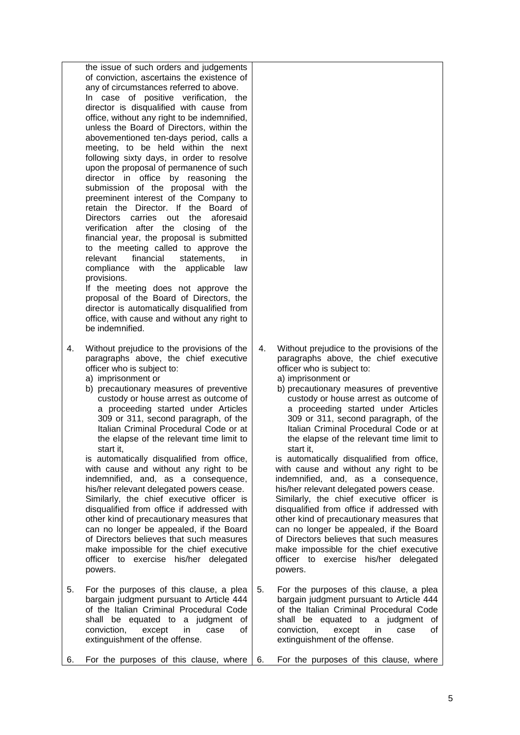| | |
|---|---|
| the issue of such orders and judgements of conviction, ascertains the existence of any of circumstances referred to above.<br>In case of positive verification, the director is disqualified with cause from office, without any right to be indemnified, unless the Board of Directors, within the abovementioned ten-days period, calls a meeting, to be held within the next following sixty days, in order to resolve upon the proposal of permanence of such director in office by reasoning the submission of the proposal with the preeminent interest of the Company to retain the Director. If the Board of Directors carries out the aforesaid verification after the closing of the financial year, the proposal is submitted to the meeting called to approve the relevant financial statements, in compliance with the applicable law provisions.<br>If the meeting does not approve the proposal of the Board of Directors, the director is automatically disqualified from office, with cause and without any right to be indemnified. | |
| 4. Without prejudice to the provisions of the paragraphs above, the chief executive officer who is subject to:<br>a) imprisonment or<br>b) precautionary measures of preventive custody or house arrest as outcome of a proceeding started under Articles 309 or 311, second paragraph, of the Italian Criminal Procedural Code or at the elapse of the relevant time limit to start it,<br>is automatically disqualified from office, with cause and without any right to be indemnified, and, as a consequence, his/her relevant delegated powers cease.<br>Similarly, the chief executive officer is disqualified from office if addressed with other kind of precautionary measures that can no longer be appealed, if the Board of Directors believes that such measures make impossible for the chief executive officer to exercise his/her delegated powers. | 4. Without prejudice to the provisions of the paragraphs above, the chief executive officer who is subject to:<br>a) imprisonment or<br>b) precautionary measures of preventive custody or house arrest as outcome of a proceeding started under Articles 309 or 311, second paragraph, of the Italian Criminal Procedural Code or at the elapse of the relevant time limit to start it,<br>is automatically disqualified from office, with cause and without any right to be indemnified, and, as a consequence, his/her relevant delegated powers cease.<br>Similarly, the chief executive officer is disqualified from office if addressed with other kind of precautionary measures that can no longer be appealed, if the Board of Directors believes that such measures make impossible for the chief executive officer to exercise his/her delegated powers. |
| 5. For the purposes of this clause, a plea bargain judgment pursuant to Article 444 of the Italian Criminal Procedural Code shall be equated to a judgment of conviction, except in case of extinguishment of the offense. | 5. For the purposes of this clause, a plea bargain judgment pursuant to Article 444 of the Italian Criminal Procedural Code shall be equated to a judgment of conviction, except in case of extinguishment of the offense. |
| 6. For the purposes of this clause, where | 6. For the purposes of this clause, where |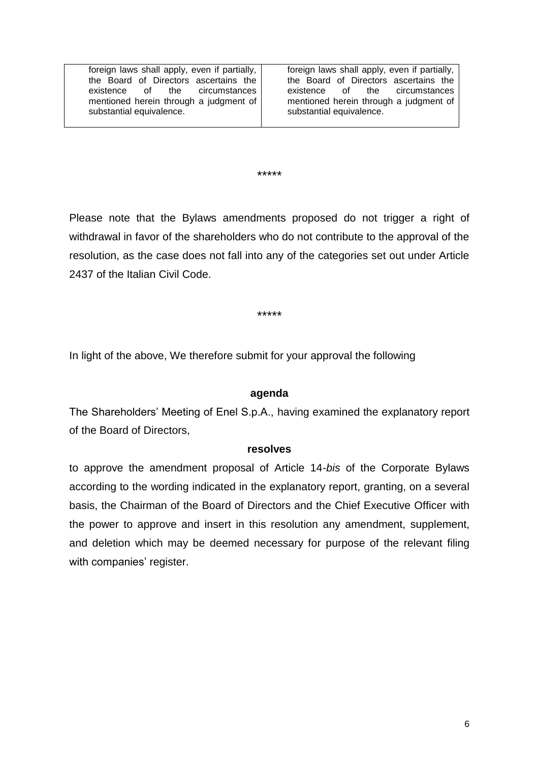| | |
|---|---|
| foreign laws shall apply, even if partially, the Board of Directors ascertains the existence of the circumstances mentioned herein through a judgment of substantial equivalence. | foreign laws shall apply, even if partially, the Board of Directors ascertains the existence of the circumstances mentioned herein through a judgment of substantial equivalence. |

\*\*\*\*\*

Please note that the Bylaws amendments proposed do not trigger a right of withdrawal in favor of the shareholders who do not contribute to the approval of the resolution, as the case does not fall into any of the categories set out under Article 2437 of the Italian Civil Code.

\*\*\*\*\*

In light of the above, We therefore submit for your approval the following

**agenda**

The Shareholders' Meeting of Enel S.p.A., having examined the explanatory report of the Board of Directors,

**resolves**

to approve the amendment proposal of Article 14-*bis* of the Corporate Bylaws according to the wording indicated in the explanatory report, granting, on a several basis, the Chairman of the Board of Directors and the Chief Executive Officer with the power to approve and insert in this resolution any amendment, supplement, and deletion which may be deemed necessary for purpose of the relevant filing with companies' register.